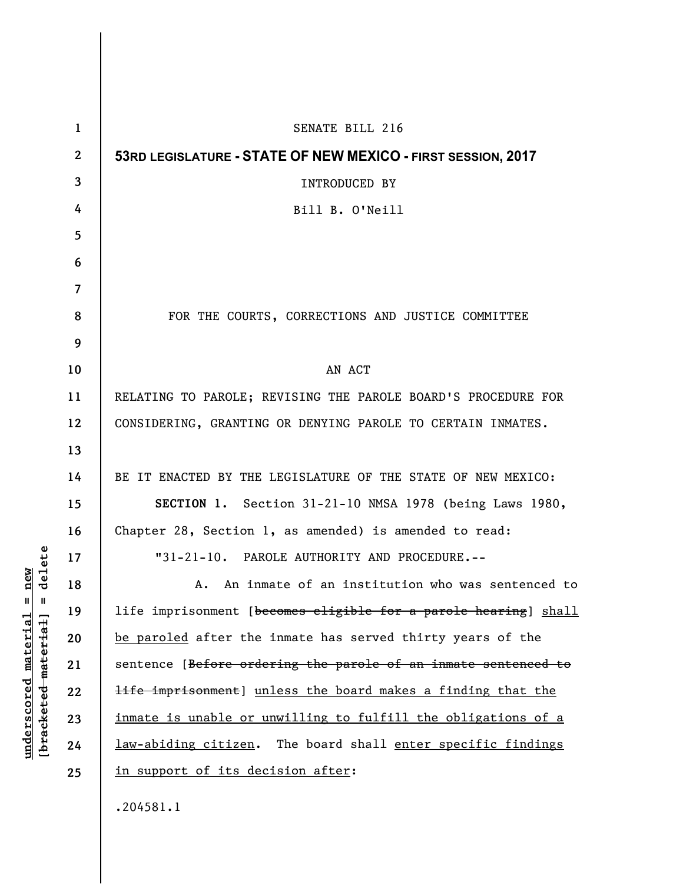SENATE BILL 216

**53RD LEGISLATURE - STATE OF NEW MEXICO - FIRST SESSION, 2017**

INTRODUCED BY

Bill B. O'Neill

FOR THE COURTS, CORRECTIONS AND JUSTICE COMMITTEE

AN ACT

RELATING TO PAROLE; REVISING THE PAROLE BOARD'S PROCEDURE FOR CONSIDERING, GRANTING OR DENYING PAROLE TO CERTAIN INMATES.

BE IT ENACTED BY THE LEGISLATURE OF THE STATE OF NEW MEXICO:

**SECTION 1.** Section 31-21-10 NMSA 1978 (being Laws 1980, Chapter 28, Section 1, as amended) is amended to read:

"31-21-10. PAROLE AUTHORITY AND PROCEDURE.--

A. An inmate of an institution who was sentenced to life imprisonment [~~becomes eligible for a parole hearing~~] <u>shall be paroled</u> after the inmate has served thirty years of the sentence [~~Before ordering the parole of an inmate sentenced to life imprisonment~~] <u>unless the board makes a finding that the inmate is unable or unwilling to fulfill the obligations of a law-abiding citizen</u>. The board shall <u>enter specific findings in support of its decision after</u>:

.204581.1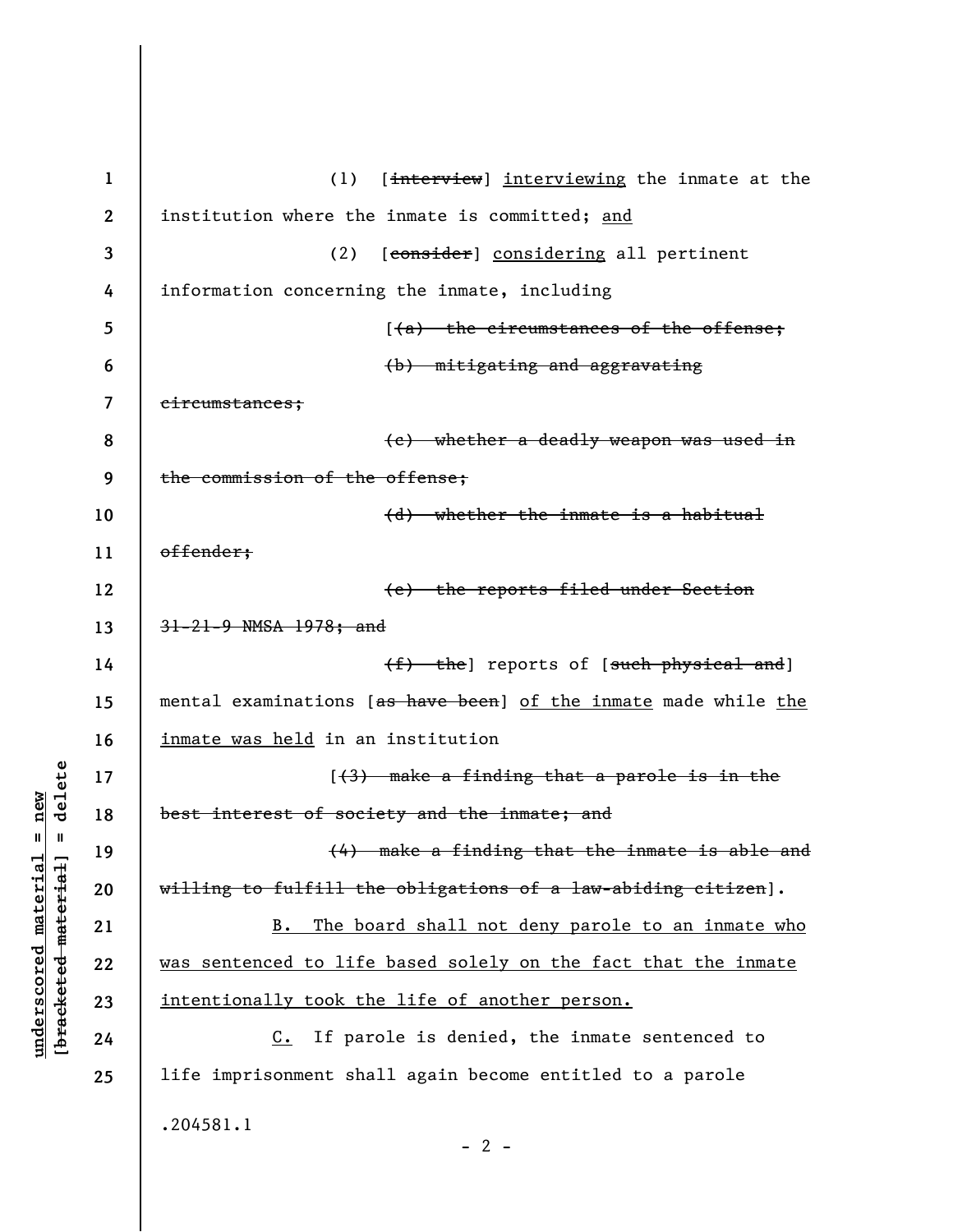(1) [~~interview~~] <u>interviewing</u> the inmate at the institution where the inmate is committed; <u>and</u>

(2) [~~consider~~] <u>considering</u> all pertinent information concerning the inmate, including

[~~(a) the circumstances of the offense;~~

~~(b) mitigating and aggravating circumstances;~~

~~(c) whether a deadly weapon was used in the commission of the offense;~~

~~(d) whether the inmate is a habitual offender;~~

~~(e) the reports filed under Section 31-21-9 NMSA 1978; and~~

~~(f) the~~] reports of [~~such physical and~~] mental examinations [~~as have been~~] <u>of the inmate</u> made while <u>the inmate was held</u> in an institution

[~~(3) make a finding that a parole is in the best interest of society and the inmate; and~~

~~(4) make a finding that the inmate is able and willing to fulfill the obligations of a law-abiding citizen~~].

<u>B. The board shall not deny parole to an inmate who was sentenced to life based solely on the fact that the inmate intentionally took the life of another person.</u>

<u>C.</u> If parole is denied, the inmate sentenced to life imprisonment shall again become entitled to a parole

.204581.1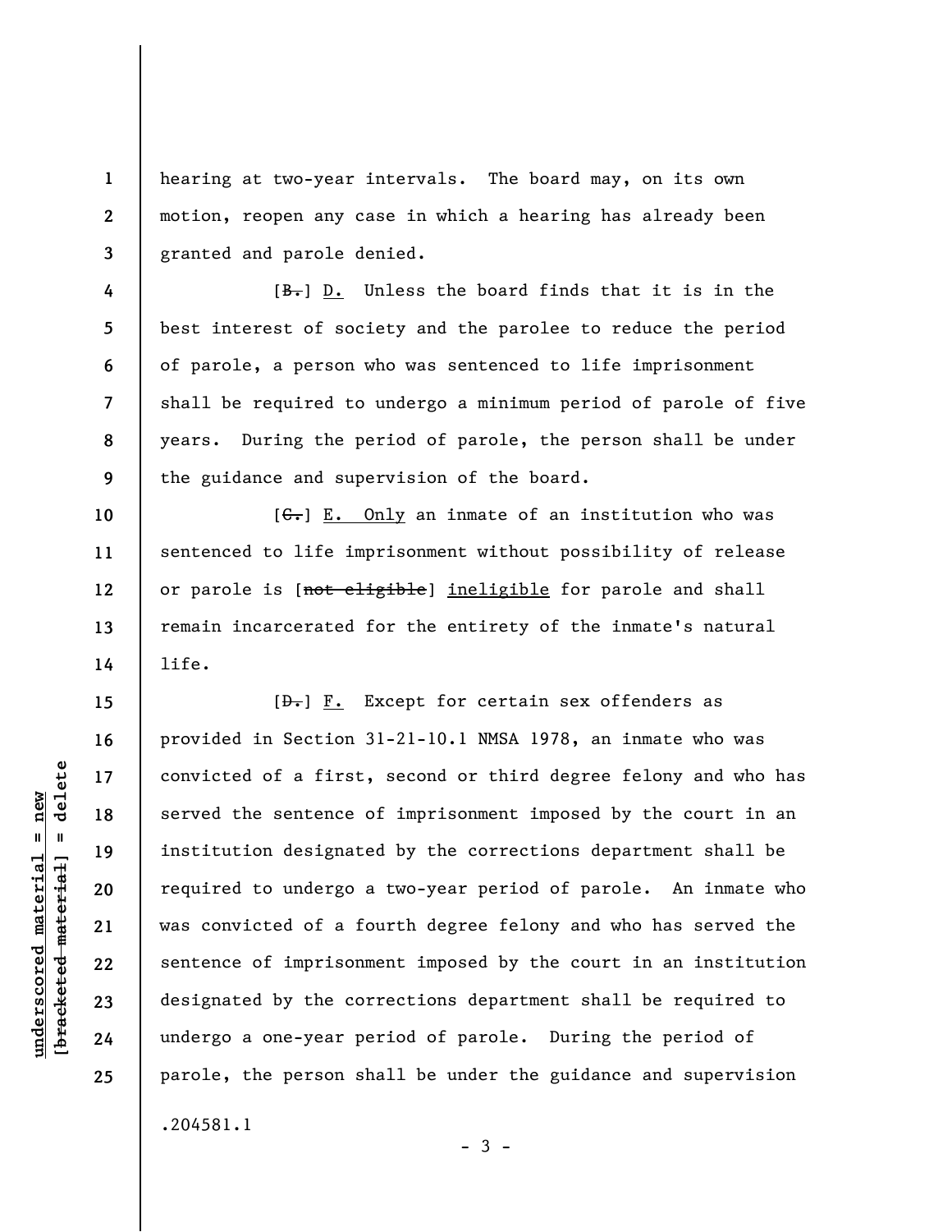hearing at two-year intervals. The board may, on its own motion, reopen any case in which a hearing has already been granted and parole denied.

[~~B.~~] D. Unless the board finds that it is in the best interest of society and the parolee to reduce the period of parole, a person who was sentenced to life imprisonment shall be required to undergo a minimum period of parole of five years. During the period of parole, the person shall be under the guidance and supervision of the board.

[~~C.~~] E. Only an inmate of an institution who was sentenced to life imprisonment without possibility of release or parole is [~~not eligible~~] ineligible for parole and shall remain incarcerated for the entirety of the inmate's natural life.

[~~D.~~] F. Except for certain sex offenders as provided in Section 31-21-10.1 NMSA 1978, an inmate who was convicted of a first, second or third degree felony and who has served the sentence of imprisonment imposed by the court in an institution designated by the corrections department shall be required to undergo a two-year period of parole. An inmate who was convicted of a fourth degree felony and who has served the sentence of imprisonment imposed by the court in an institution designated by the corrections department shall be required to undergo a one-year period of parole. During the period of parole, the person shall be under the guidance and supervision

.204581.1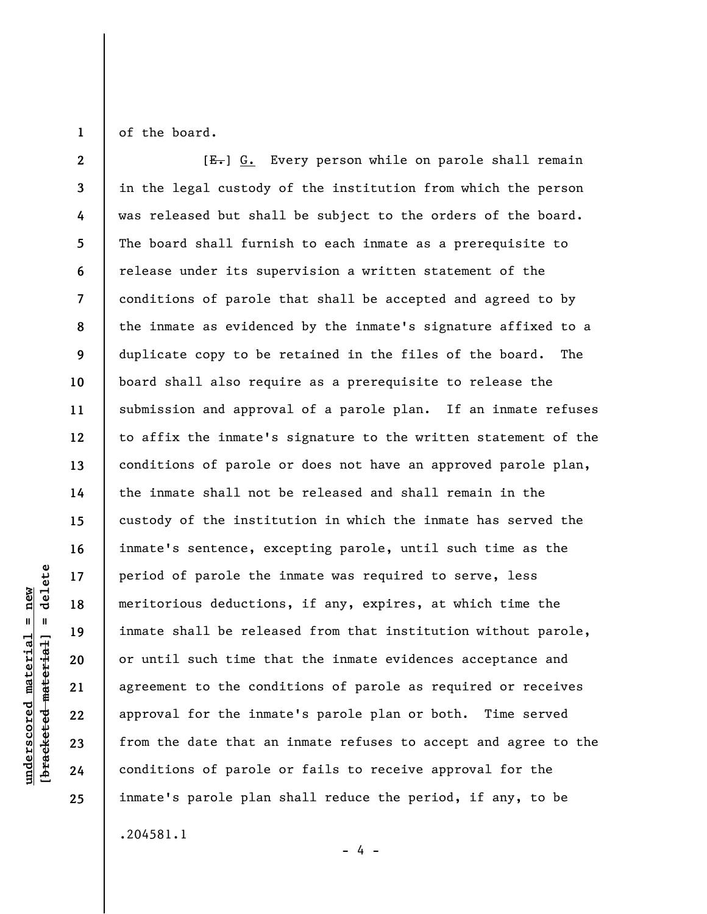of the board.

[~~E.~~] G. Every person while on parole shall remain in the legal custody of the institution from which the person was released but shall be subject to the orders of the board. The board shall furnish to each inmate as a prerequisite to release under its supervision a written statement of the conditions of parole that shall be accepted and agreed to by the inmate as evidenced by the inmate's signature affixed to a duplicate copy to be retained in the files of the board. The board shall also require as a prerequisite to release the submission and approval of a parole plan. If an inmate refuses to affix the inmate's signature to the written statement of the conditions of parole or does not have an approved parole plan, the inmate shall not be released and shall remain in the custody of the institution in which the inmate has served the inmate's sentence, excepting parole, until such time as the period of parole the inmate was required to serve, less meritorious deductions, if any, expires, at which time the inmate shall be released from that institution without parole, or until such time that the inmate evidences acceptance and agreement to the conditions of parole as required or receives approval for the inmate's parole plan or both. Time served from the date that an inmate refuses to accept and agree to the conditions of parole or fails to receive approval for the inmate's parole plan shall reduce the period, if any, to be

.204581.1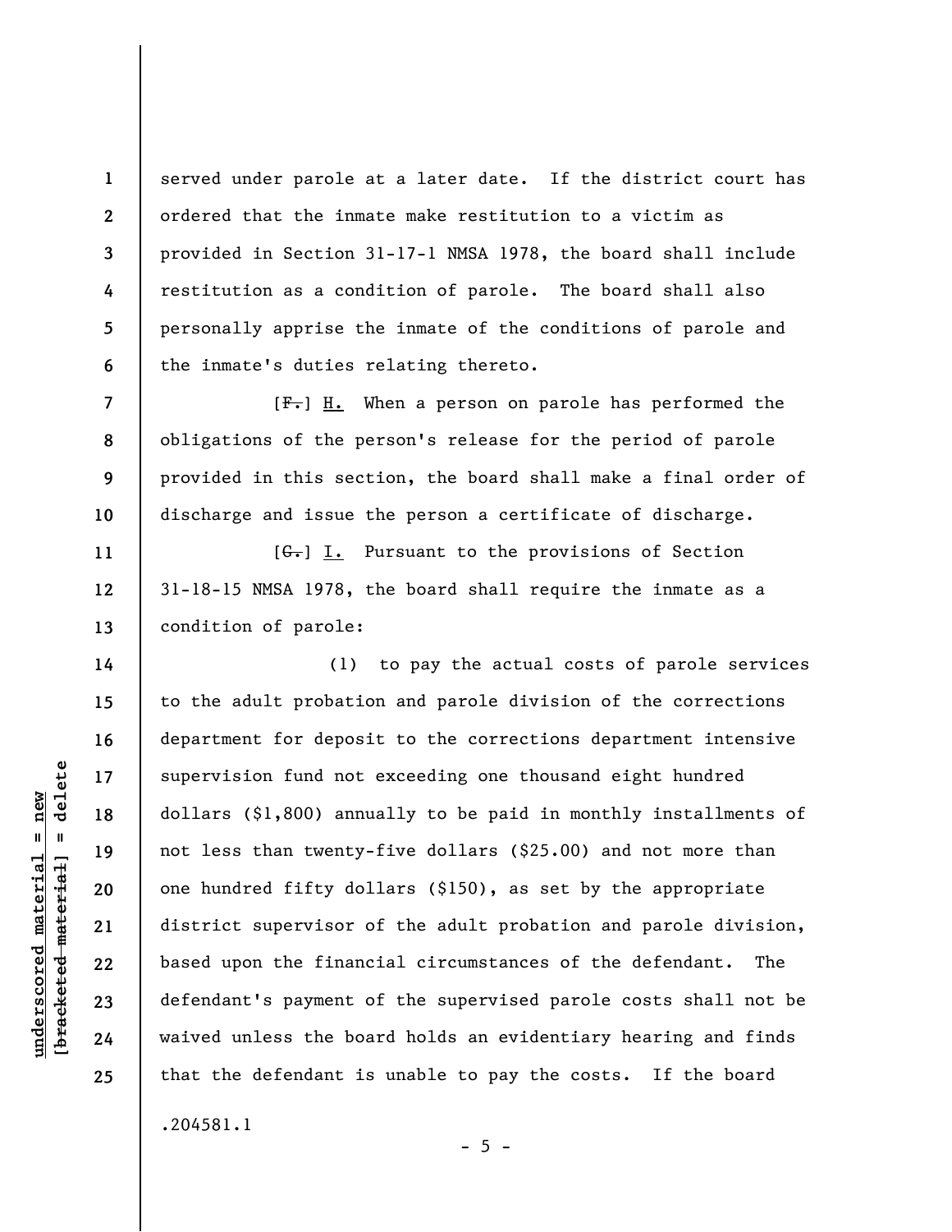served under parole at a later date. If the district court has ordered that the inmate make restitution to a victim as provided in Section 31-17-1 NMSA 1978, the board shall include restitution as a condition of parole. The board shall also personally apprise the inmate of the conditions of parole and the inmate's duties relating thereto.

[~~F.~~] H. When a person on parole has performed the obligations of the person's release for the period of parole provided in this section, the board shall make a final order of discharge and issue the person a certificate of discharge.

[~~G.~~] I. Pursuant to the provisions of Section 31-18-15 NMSA 1978, the board shall require the inmate as a condition of parole:

(1) to pay the actual costs of parole services to the adult probation and parole division of the corrections department for deposit to the corrections department intensive supervision fund not exceeding one thousand eight hundred dollars ($1,800) annually to be paid in monthly installments of not less than twenty-five dollars ($25.00) and not more than one hundred fifty dollars ($150), as set by the appropriate district supervisor of the adult probation and parole division, based upon the financial circumstances of the defendant. The defendant's payment of the supervised parole costs shall not be waived unless the board holds an evidentiary hearing and finds that the defendant is unable to pay the costs. If the board

.204581.1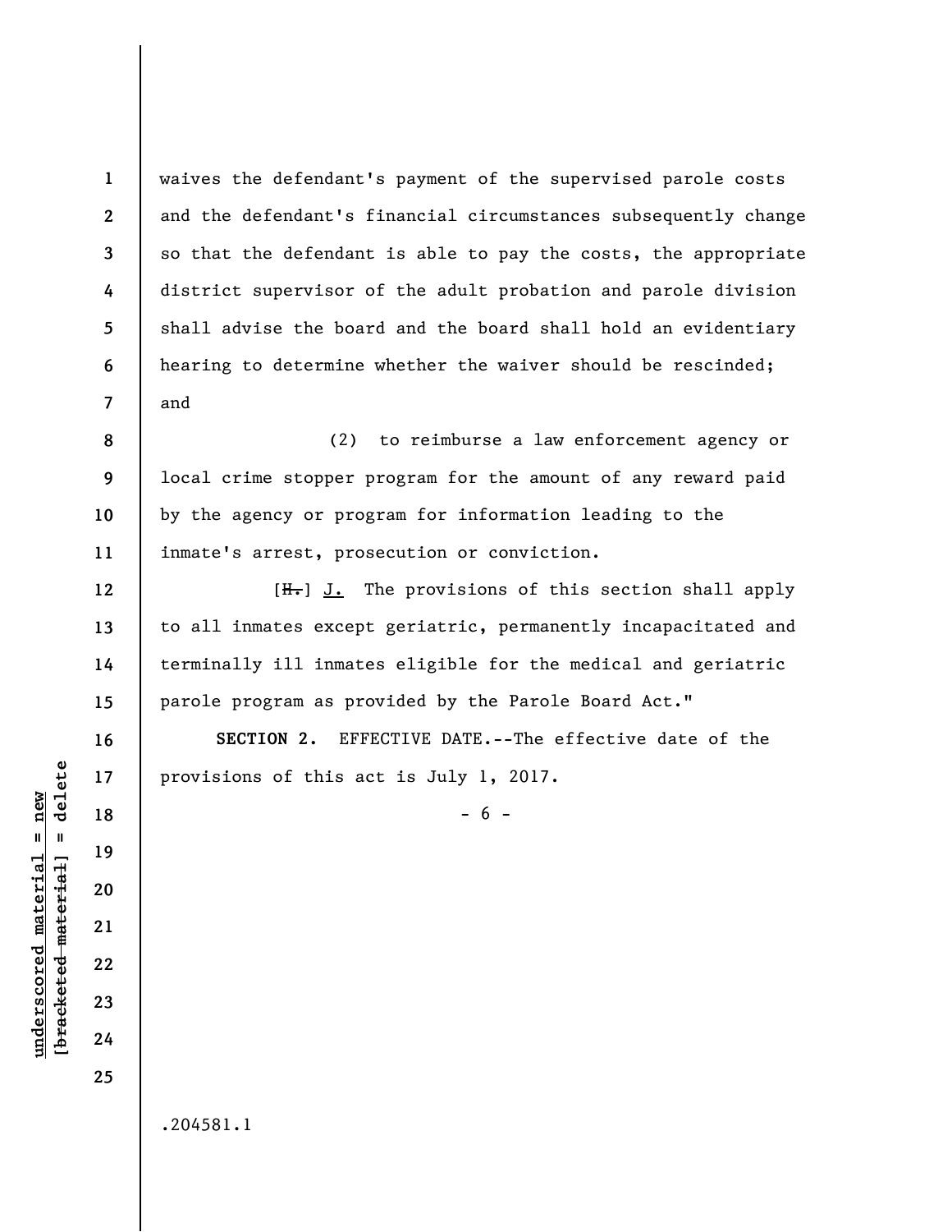waives the defendant's payment of the supervised parole costs and the defendant's financial circumstances subsequently change so that the defendant is able to pay the costs, the appropriate district supervisor of the adult probation and parole division shall advise the board and the board shall hold an evidentiary hearing to determine whether the waiver should be rescinded; and

(2) to reimburse a law enforcement agency or local crime stopper program for the amount of any reward paid by the agency or program for information leading to the inmate's arrest, prosecution or conviction.

[~~H.~~] J. The provisions of this section shall apply to all inmates except geriatric, permanently incapacitated and terminally ill inmates eligible for the medical and geriatric parole program as provided by the Parole Board Act."

**SECTION 2.** EFFECTIVE DATE.--The effective date of the provisions of this act is July 1, 2017.

.204581.1